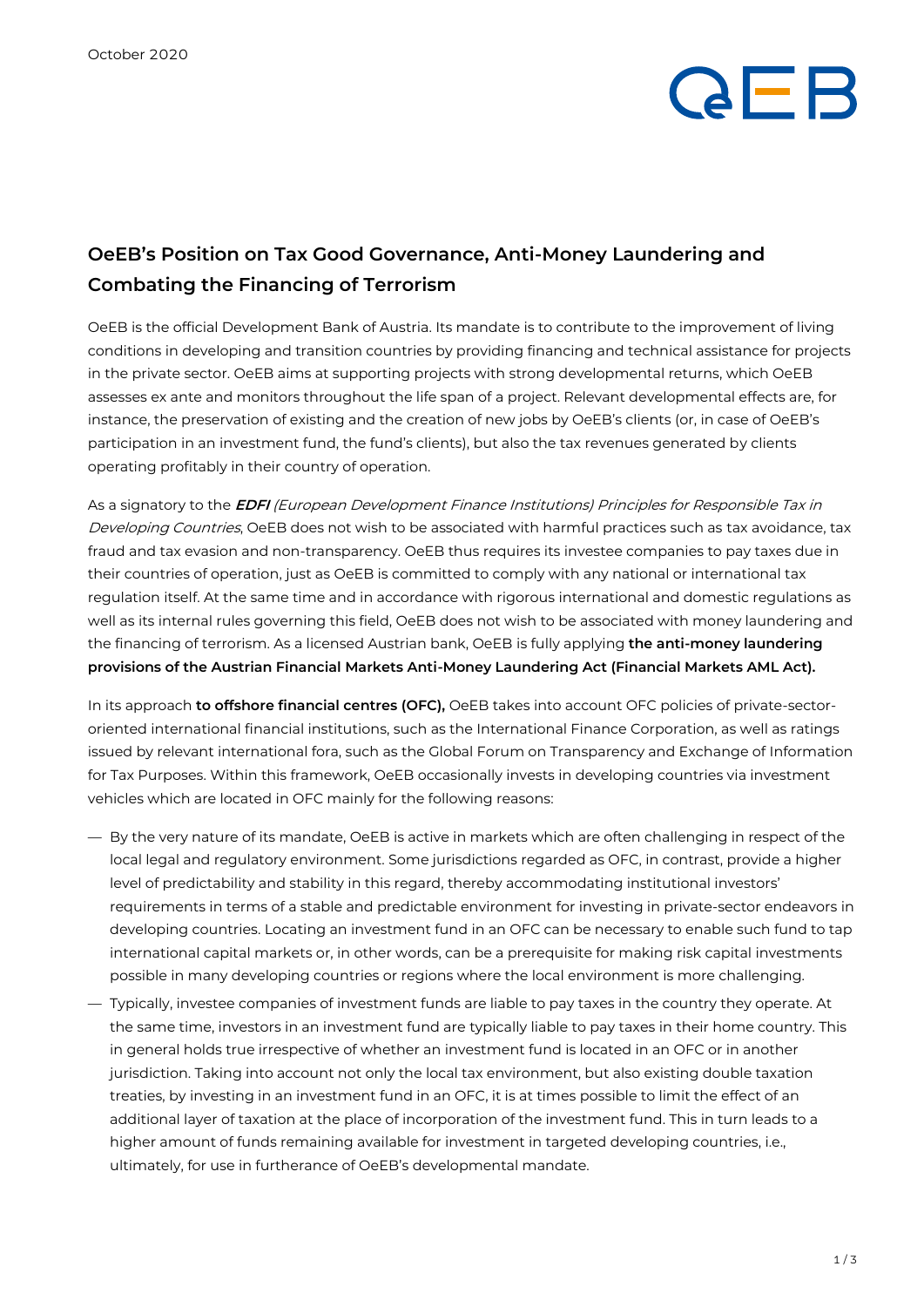October 2020

# OeEB's Position on Tax Good Governance, Anti-Money Laundering and Combating the Financing of Terrorism

OeEB is the official Development Bank of Austria. Its mandate is to contribute to the improvement of living conditions in developing and transition countries by providing financing and technical assistance for projects in the private sector. OeEB aims at supporting projects with strong developmental returns, which OeEB assesses ex ante and monitors throughout the life span of a project. Relevant developmental effects are, for instance, the preservation of existing and the creation of new jobs by OeEB's clients (or, in case of OeEB's participation in an investment fund, the fund's clients), but also the tax revenues generated by clients operating profitably in their country of operation.

As a signatory to the ***EDFI*** *(European Development Finance Institutions) Principles for Responsible Tax in Developing Countries*, OeEB does not wish to be associated with harmful practices such as tax avoidance, tax fraud and tax evasion and non-transparency. OeEB thus requires its investee companies to pay taxes due in their countries of operation, just as OeEB is committed to comply with any national or international tax regulation itself. At the same time and in accordance with rigorous international and domestic regulations as well as its internal rules governing this field, OeEB does not wish to be associated with money laundering and the financing of terrorism. As a licensed Austrian bank, OeEB is fully applying **the anti-money laundering provisions of the Austrian Financial Markets Anti-Money Laundering Act (Financial Markets AML Act).**

In its approach **to offshore financial centres (OFC),** OeEB takes into account OFC policies of private-sector-oriented international financial institutions, such as the International Finance Corporation, as well as ratings issued by relevant international fora, such as the Global Forum on Transparency and Exchange of Information for Tax Purposes. Within this framework, OeEB occasionally invests in developing countries via investment vehicles which are located in OFC mainly for the following reasons:

- By the very nature of its mandate, OeEB is active in markets which are often challenging in respect of the local legal and regulatory environment. Some jurisdictions regarded as OFC, in contrast, provide a higher level of predictability and stability in this regard, thereby accommodating institutional investors' requirements in terms of a stable and predictable environment for investing in private-sector endeavors in developing countries. Locating an investment fund in an OFC can be necessary to enable such fund to tap international capital markets or, in other words, can be a prerequisite for making risk capital investments possible in many developing countries or regions where the local environment is more challenging.
- Typically, investee companies of investment funds are liable to pay taxes in the country they operate. At the same time, investors in an investment fund are typically liable to pay taxes in their home country. This in general holds true irrespective of whether an investment fund is located in an OFC or in another jurisdiction. Taking into account not only the local tax environment, but also existing double taxation treaties, by investing in an investment fund in an OFC, it is at times possible to limit the effect of an additional layer of taxation at the place of incorporation of the investment fund. This in turn leads to a higher amount of funds remaining available for investment in targeted developing countries, i.e., ultimately, for use in furtherance of OeEB's developmental mandate.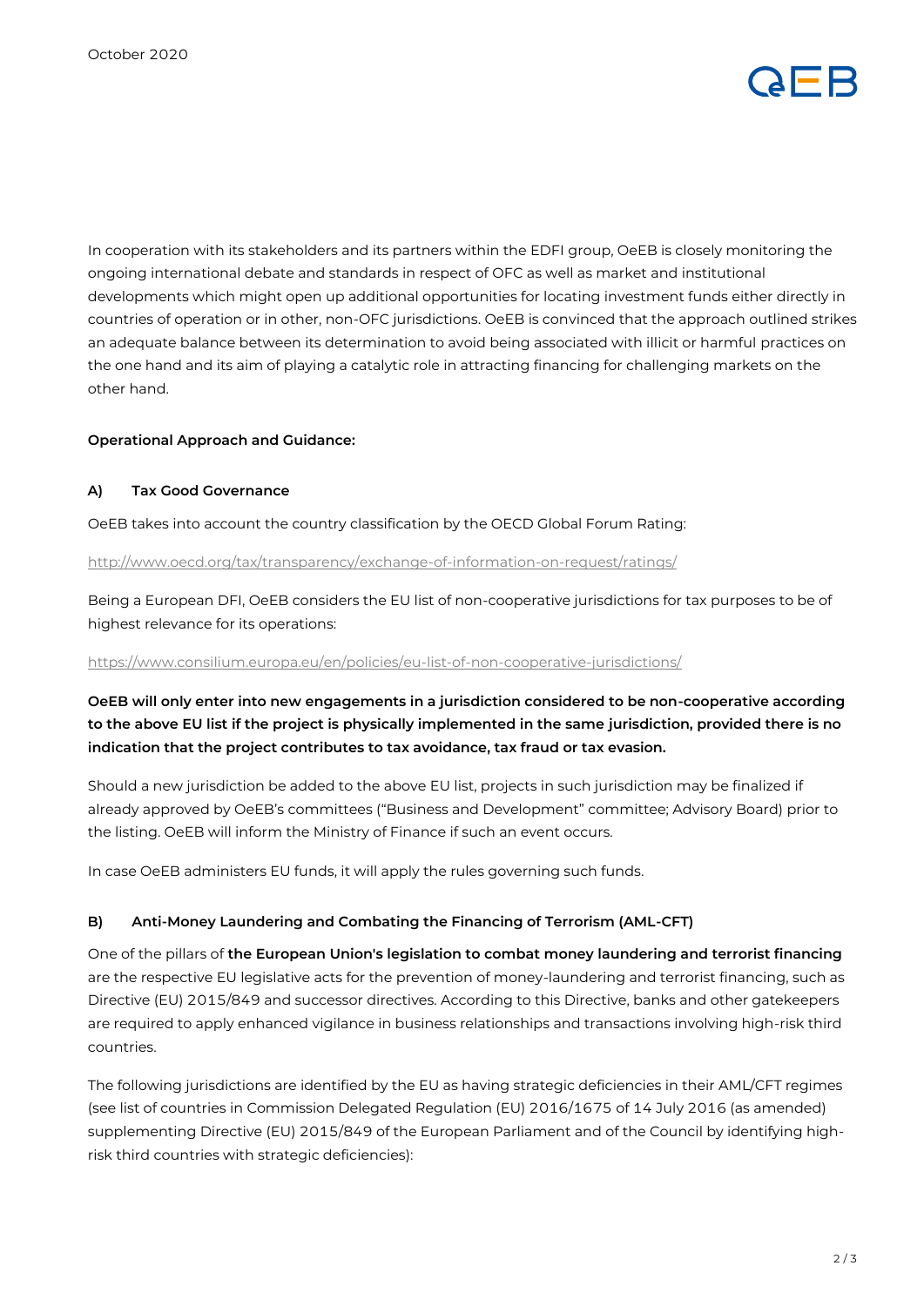In cooperation with its stakeholders and its partners within the EDFI group, OeEB is closely monitoring the ongoing international debate and standards in respect of OFC as well as market and institutional developments which might open up additional opportunities for locating investment funds either directly in countries of operation or in other, non-OFC jurisdictions. OeEB is convinced that the approach outlined strikes an adequate balance between its determination to avoid being associated with illicit or harmful practices on the one hand and its aim of playing a catalytic role in attracting financing for challenging markets on the other hand.

**Operational Approach and Guidance:**

### A) Tax Good Governance

OeEB takes into account the country classification by the OECD Global Forum Rating:

http://www.oecd.org/tax/transparency/exchange-of-information-on-request/ratings/

Being a European DFI, OeEB considers the EU list of non-cooperative jurisdictions for tax purposes to be of highest relevance for its operations:

https://www.consilium.europa.eu/en/policies/eu-list-of-non-cooperative-jurisdictions/

**OeEB will only enter into new engagements in a jurisdiction considered to be non-cooperative according to the above EU list if the project is physically implemented in the same jurisdiction, provided there is no indication that the project contributes to tax avoidance, tax fraud or tax evasion.**

Should a new jurisdiction be added to the above EU list, projects in such jurisdiction may be finalized if already approved by OeEB's committees ("Business and Development" committee; Advisory Board) prior to the listing. OeEB will inform the Ministry of Finance if such an event occurs.

In case OeEB administers EU funds, it will apply the rules governing such funds.

### B) Anti-Money Laundering and Combating the Financing of Terrorism (AML-CFT)

One of the pillars of **the European Union's legislation to combat money laundering and terrorist financing** are the respective EU legislative acts for the prevention of money-laundering and terrorist financing, such as Directive (EU) 2015/849 and successor directives. According to this Directive, banks and other gatekeepers are required to apply enhanced vigilance in business relationships and transactions involving high-risk third countries.

The following jurisdictions are identified by the EU as having strategic deficiencies in their AML/CFT regimes (see list of countries in Commission Delegated Regulation (EU) 2016/1675 of 14 July 2016 (as amended) supplementing Directive (EU) 2015/849 of the European Parliament and of the Council by identifying high-risk third countries with strategic deficiencies):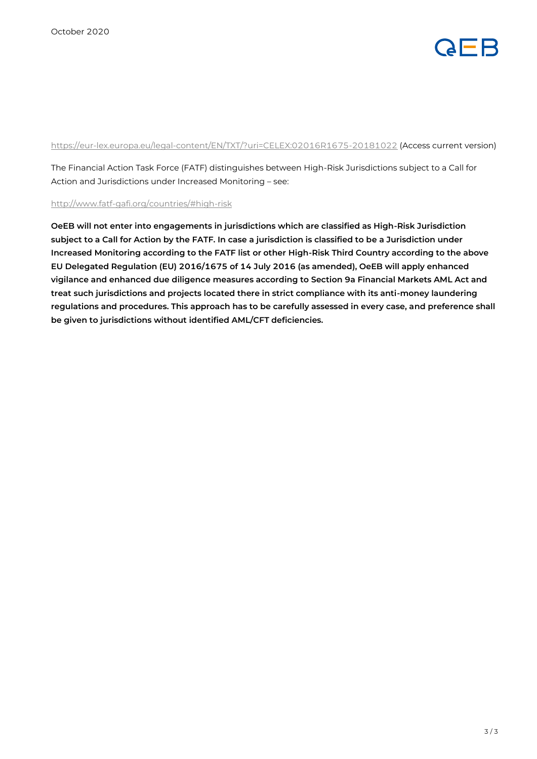https://eur-lex.europa.eu/legal-content/EN/TXT/?uri=CELEX:02016R1675-20181022 (Access current version)

The Financial Action Task Force (FATF) distinguishes between High-Risk Jurisdictions subject to a Call for Action and Jurisdictions under Increased Monitoring – see:

http://www.fatf-gafi.org/countries/#high-risk

**OeEB will not enter into engagements in jurisdictions which are classified as High-Risk Jurisdiction subject to a Call for Action by the FATF. In case a jurisdiction is classified to be a Jurisdiction under Increased Monitoring according to the FATF list or other High-Risk Third Country according to the above EU Delegated Regulation (EU) 2016/1675 of 14 July 2016 (as amended), OeEB will apply enhanced vigilance and enhanced due diligence measures according to Section 9a Financial Markets AML Act and treat such jurisdictions and projects located there in strict compliance with its anti-money laundering regulations and procedures. This approach has to be carefully assessed in every case, and preference shall be given to jurisdictions without identified AML/CFT deficiencies.**